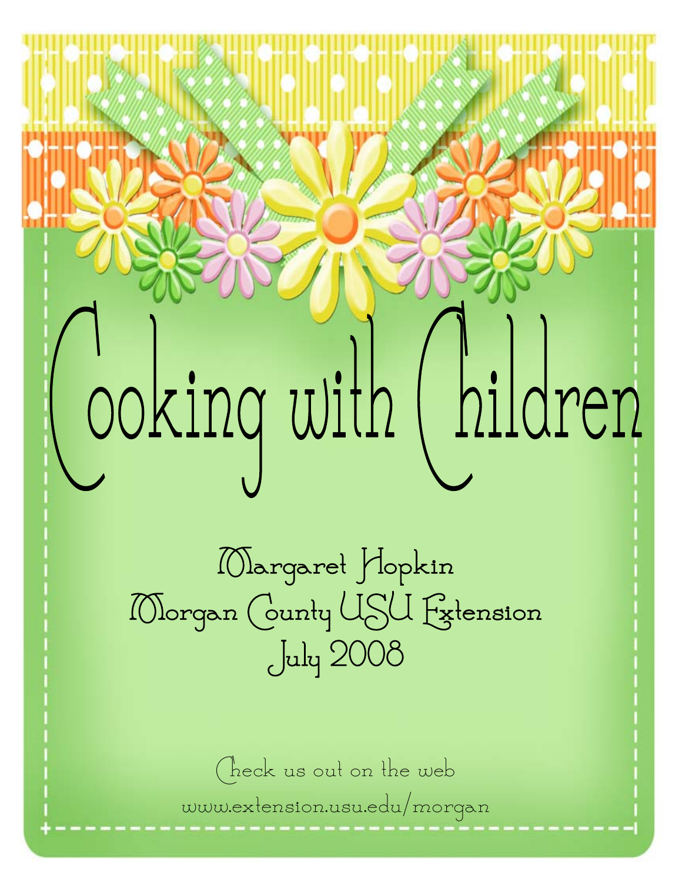# Cooking with Children

Margaret Hopkin
Morgan County USU Extension
July 2008

Check us out on the web

www.extension.usu.edu/morgan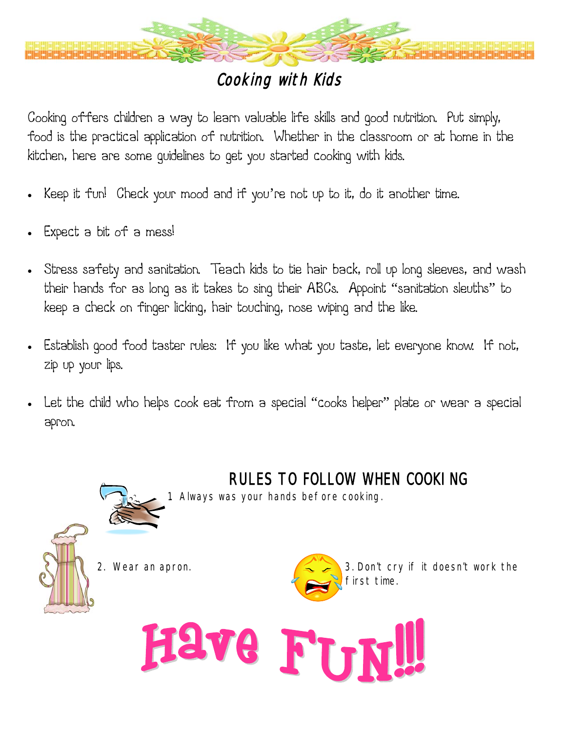# Cooking with Kids

Cooking offers children a way to learn valuable life skills and good nutrition. Put simply, food is the practical application of nutrition. Whether in the classroom or at home in the kitchen, here are some guidelines to get you started cooking with kids.

- Keep it fun! Check your mood and if you're not up to it, do it another time.
- Expect a bit of a mess!
- Stress safety and sanitation. Teach kids to tie hair back, roll up long sleeves, and wash their hands for as long as it takes to sing their ABCs. Appoint "sanitation sleuths" to keep a check on finger licking, hair touching, nose wiping and the like.
- Establish good food taster rules: If you like what you taste, let everyone know. If not, zip up your lips.
- Let the child who helps cook eat from a special "cooks helper" plate or wear a special apron.

## RULES TO FOLLOW WHEN COOKING

1 Always was your hands before cooking.

2. Wear an apron.

3. Don't cry if it doesn't work the first time.

# Have Fun!!!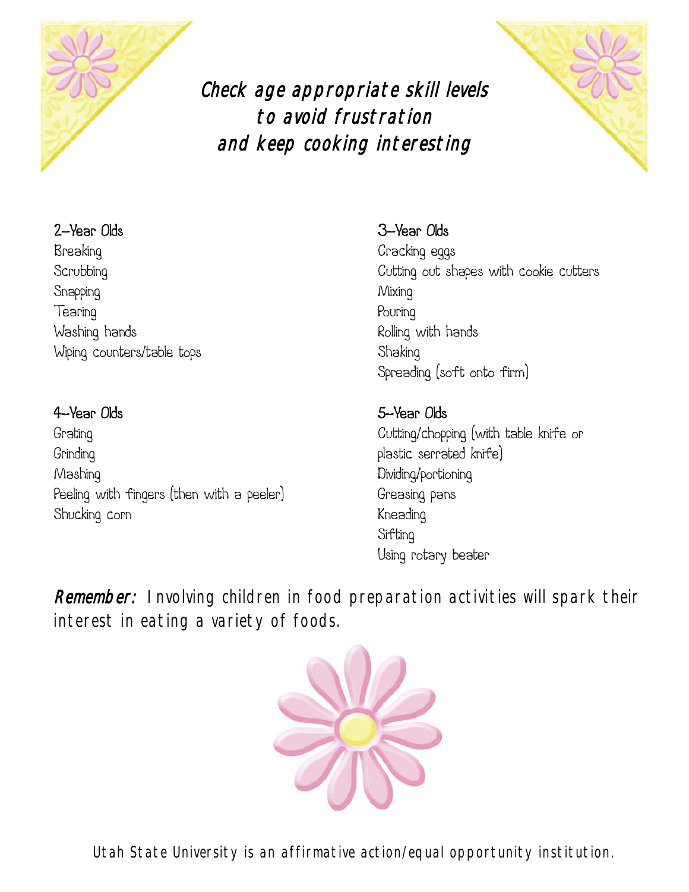# *Check age appropriate skill levels to avoid frustration and keep cooking interesting*

### 2–Year Olds

- Breaking
- Scrubbing
- Snapping
- Tearing
- Washing hands
- Wiping counters/table tops

### 3–Year Olds

- Cracking eggs
- Cutting out shapes with cookie cutters
- Mixing
- Pouring
- Rolling with hands
- Shaking
- Spreading (soft onto firm)

### 4–Year Olds

- Grating
- Grinding
- Mashing
- Peeling with fingers (then with a peeler)
- Shucking corn

### 5–Year Olds

- Cutting/chopping (with table knife or plastic serrated knife)
- Dividing/portioning
- Greasing pans
- Kneading
- Sifting
- Using rotary beater

***Remember:*** Involving children in food preparation activities will spark their interest in eating a variety of foods.

Utah State University is an affirmative action/equal opportunity institution.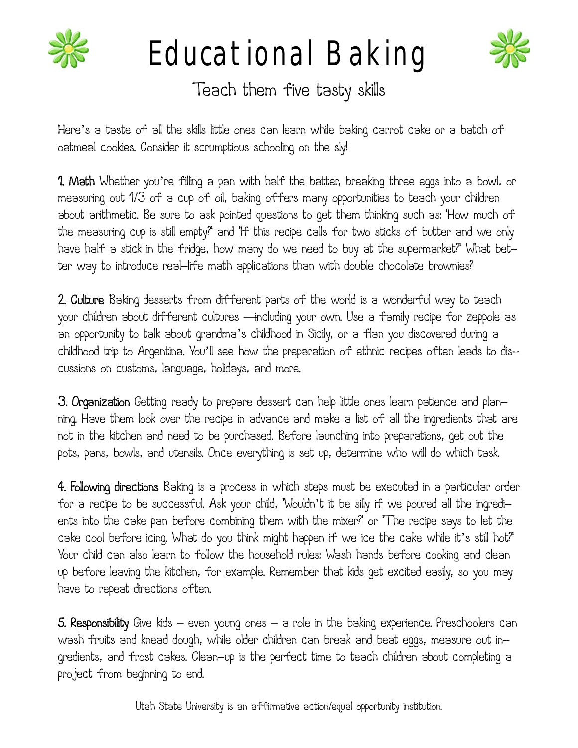# Educational Baking

## Teach them five tasty skills

Here's a taste of all the skills little ones can learn while baking carrot cake or a batch of oatmeal cookies. Consider it scrumptious schooling on the sly!

**1. Math** Whether you're filling a pan with half the batter, breaking three eggs into a bowl, or measuring out 1/3 of a cup of oil, baking offers many opportunities to teach your children about arithmetic. Be sure to ask pointed questions to get them thinking such as: "How much of the measuring cup is still empty?" and "If this recipe calls for two sticks of butter and we only have half a stick in the fridge, how many do we need to buy at the supermarket?" What better way to introduce real-life math applications than with double chocolate brownies?

**2. Culture** Baking desserts from different parts of the world is a wonderful way to teach your children about different cultures —including your own. Use a family recipe for zeppole as an opportunity to talk about grandma's childhood in Sicily, or a flan you discovered during a childhood trip to Argentina. You'll see how the preparation of ethnic recipes often leads to discussions on customs, language, holidays, and more.

**3. Organization** Getting ready to prepare dessert can help little ones learn patience and planning. Have them look over the recipe in advance and make a list of all the ingredients that are not in the kitchen and need to be purchased. Before launching into preparations, get out the pots, pans, bowls, and utensils. Once everything is set up, determine who will do which task.

**4. Following directions** Baking is a process in which steps must be executed in a particular order for a recipe to be successful. Ask your child, "Wouldn't it be silly if we poured all the ingredients into the cake pan before combining them with the mixer?" or "The recipe says to let the cake cool before icing. What do you think might happen if we ice the cake while it's still hot?" Your child can also learn to follow the household rules: Wash hands before cooking and clean up before leaving the kitchen, for example. Remember that kids get excited easily, so you may have to repeat directions often.

**5. Responsibility** Give kids – even young ones – a role in the baking experience. Preschoolers can wash fruits and knead dough, while older children can break and beat eggs, measure out ingredients, and frost cakes. Clean-up is the perfect time to teach children about completing a project from beginning to end.

Utah State University is an affirmative action/equal opportunity institution.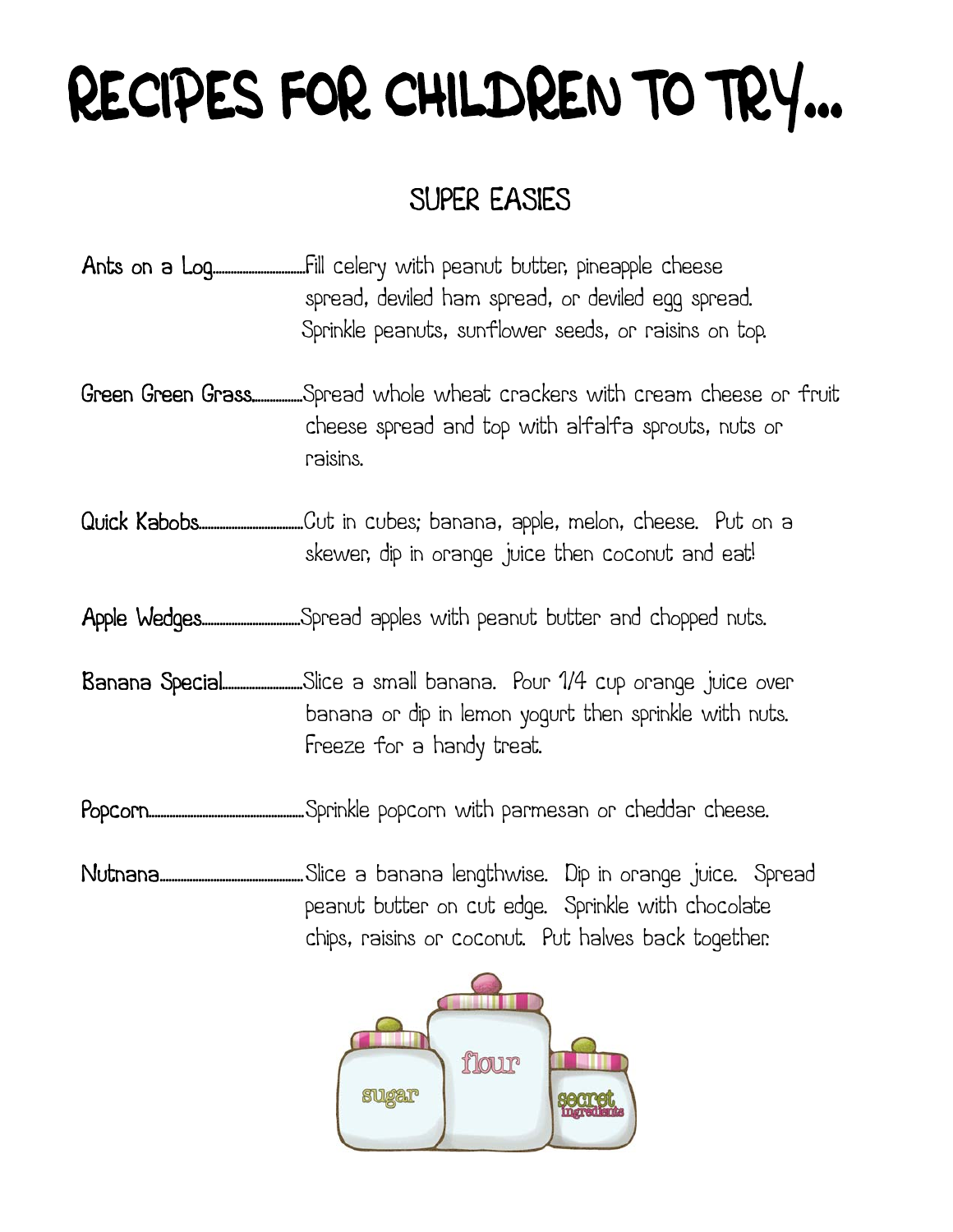# RECIPES FOR CHILDREN TO TRY...

## SUPER EASIES

**Ants on a Log**............................Fill celery with peanut butter, pineapple cheese spread, deviled ham spread, or deviled egg spread. Sprinkle peanuts, sunflower seeds, or raisins on top.

**Green Green Grass**................Spread whole wheat crackers with cream cheese or fruit cheese spread and top with alfalfa sprouts, nuts or raisins.

**Quick Kabobs**..............................Cut in cubes; banana, apple, melon, cheese. Put on a skewer, dip in orange juice then coconut and eat!

**Apple Wedges**............................Spread apples with peanut butter and chopped nuts.

**Banana Special**.......................Slice a small banana. Pour 1/4 cup orange juice over banana or dip in lemon yogurt then sprinkle with nuts. Freeze for a handy treat.

**Popcorn**...........................................Sprinkle popcorn with parmesan or cheddar cheese.

**Nutnana**.........................................Slice a banana lengthwise. Dip in orange juice. Spread peanut butter on cut edge. Sprinkle with chocolate chips, raisins or coconut. Put halves back together.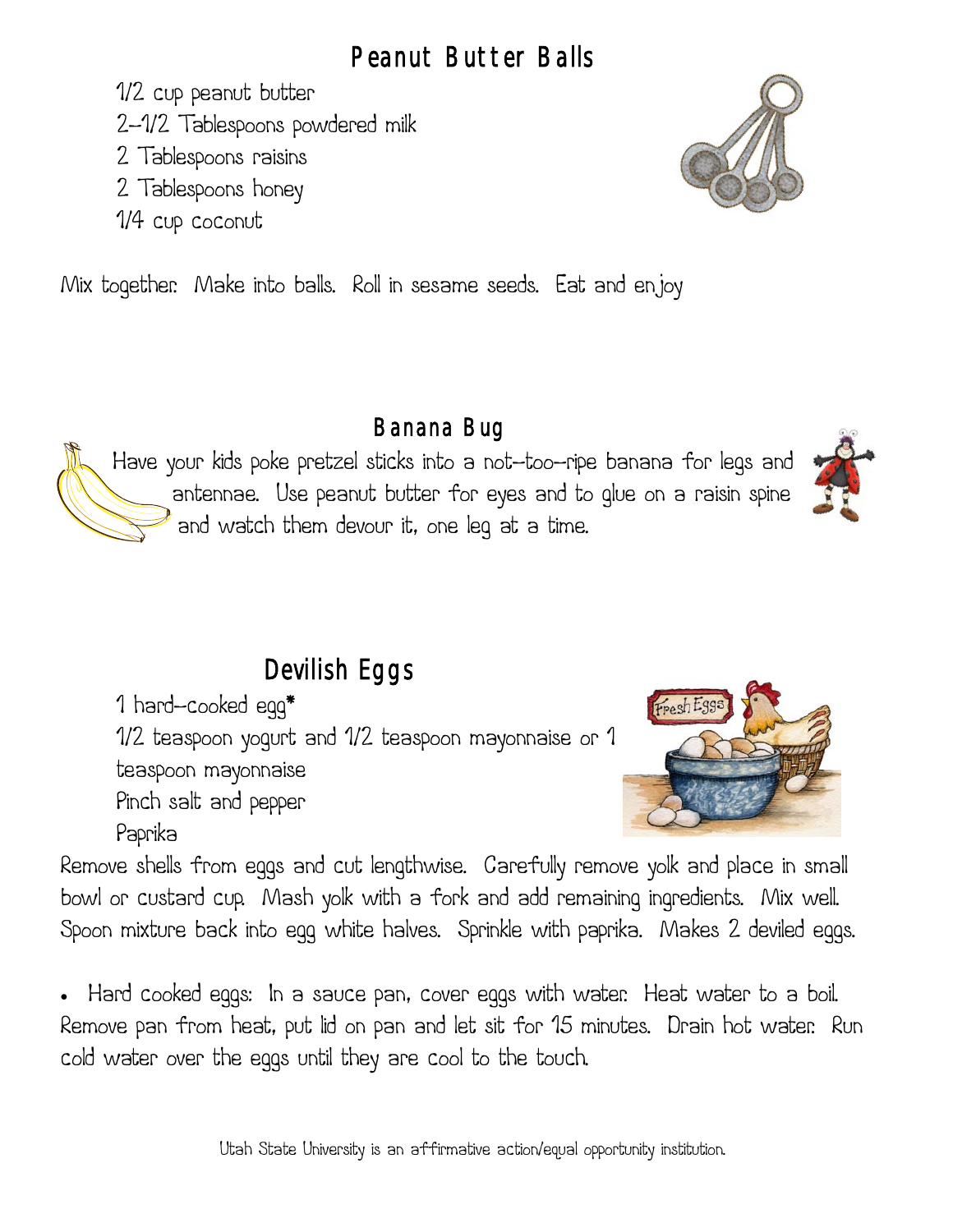## Peanut Butter Balls

1/2 cup peanut butter
2-1/2 Tablespoons powdered milk
2 Tablespoons raisins
2 Tablespoons honey
1/4 cup coconut

Mix together. Make into balls. Roll in sesame seeds. Eat and enjoy

## Banana Bug

Have your kids poke pretzel sticks into a not-too-ripe banana for legs and antennae. Use peanut butter for eyes and to glue on a raisin spine and watch them devour it, one leg at a time.

## Devilish Eggs

1 hard-cooked egg*
1/2 teaspoon yogurt and 1/2 teaspoon mayonnaise or 1 teaspoon mayonnaise
Pinch salt and pepper
Paprika

Remove shells from eggs and cut lengthwise. Carefully remove yolk and place in small bowl or custard cup. Mash yolk with a fork and add remaining ingredients. Mix well. Spoon mixture back into egg white halves. Sprinkle with paprika. Makes 2 deviled eggs.

- Hard cooked eggs: In a sauce pan, cover eggs with water. Heat water to a boil. Remove pan from heat, put lid on pan and let sit for 15 minutes. Drain hot water. Run cold water over the eggs until they are cool to the touch.

Utah State University is an affirmative action/equal opportunity institution.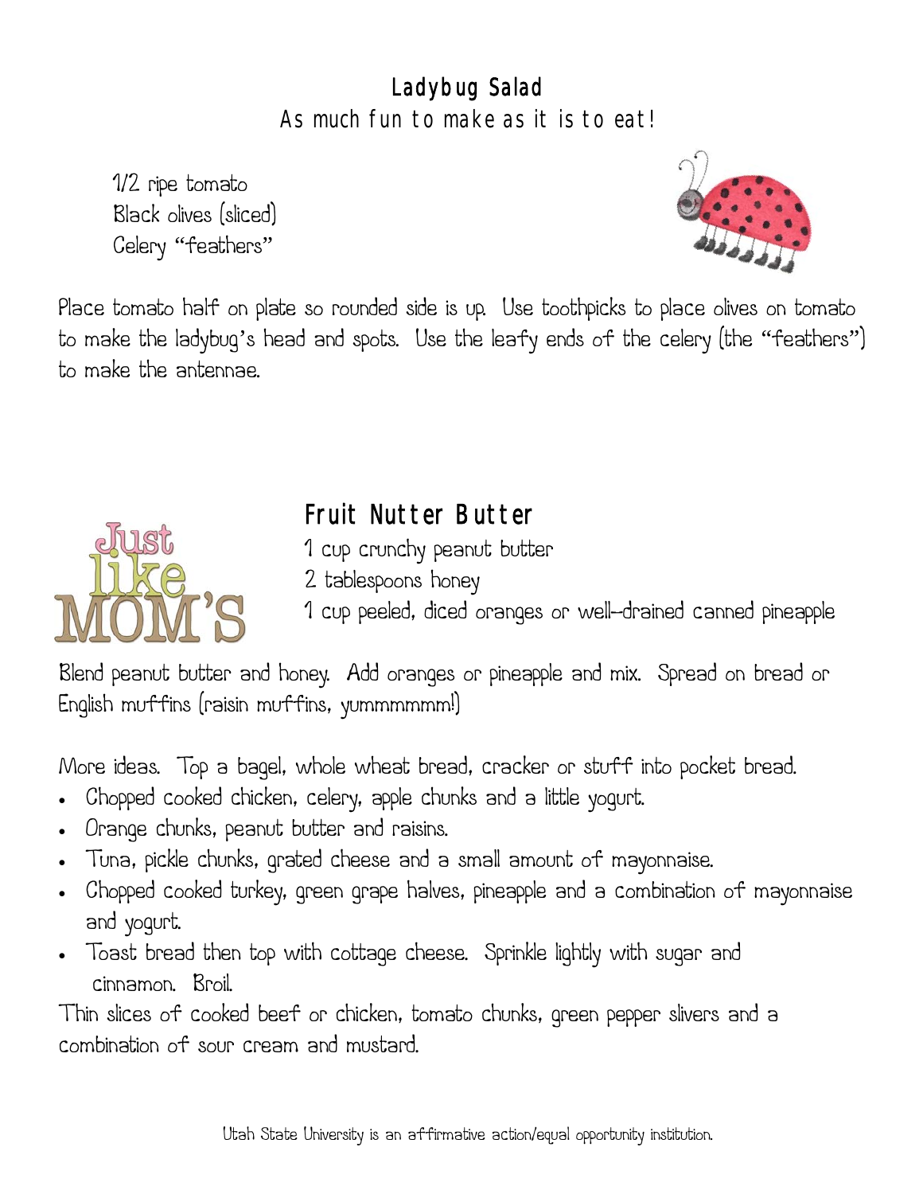## Ladybug Salad

As much fun to make as it is to eat!

1/2 ripe tomato
Black olives (sliced)
Celery "feathers"

Place tomato half on plate so rounded side is up. Use toothpicks to place olives on tomato to make the ladybug's head and spots. Use the leafy ends of the celery (the "feathers") to make the antennae.

Just like MOM'S

## Fruit Nutter Butter

1 cup crunchy peanut butter
2 tablespoons honey
1 cup peeled, diced oranges or well-drained canned pineapple

Blend peanut butter and honey. Add oranges or pineapple and mix. Spread on bread or English muffins (raisin muffins, yummmmmm!)

More ideas. Top a bagel, whole wheat bread, cracker or stuff into pocket bread.

- Chopped cooked chicken, celery, apple chunks and a little yogurt.
- Orange chunks, peanut butter and raisins.
- Tuna, pickle chunks, grated cheese and a small amount of mayonnaise.
- Chopped cooked turkey, green grape halves, pineapple and a combination of mayonnaise and yogurt.
- Toast bread then top with cottage cheese. Sprinkle lightly with sugar and cinnamon. Broil.

Thin slices of cooked beef or chicken, tomato chunks, green pepper slivers and a combination of sour cream and mustard.

Utah State University is an affirmative action/equal opportunity institution.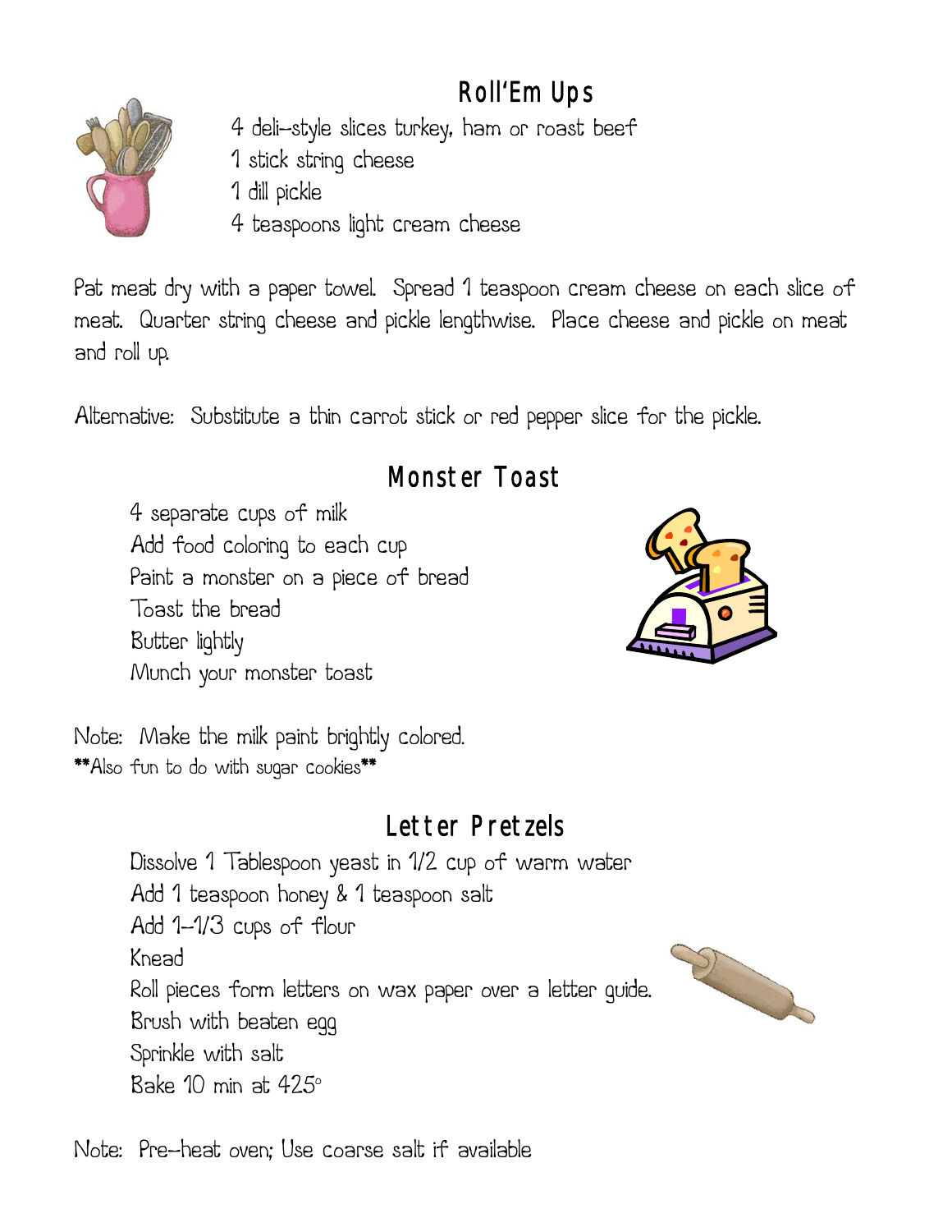## Roll'Em Ups

4 deli-style slices turkey, ham or roast beef
1 stick string cheese
1 dill pickle
4 teaspoons light cream cheese

Pat meat dry with a paper towel. Spread 1 teaspoon cream cheese on each slice of meat. Quarter string cheese and pickle lengthwise. Place cheese and pickle on meat and roll up.

Alternative: Substitute a thin carrot stick or red pepper slice for the pickle.

## Monster Toast

4 separate cups of milk
Add food coloring to each cup
Paint a monster on a piece of bread
Toast the bread
Butter lightly
Munch your monster toast

Note: Make the milk paint brightly colored.
**Also fun to do with sugar cookies**

## Letter Pretzels

Dissolve 1 Tablespoon yeast in 1/2 cup of warm water
Add 1 teaspoon honey & 1 teaspoon salt
Add 1-1/3 cups of flour
Knead
Roll pieces form letters on wax paper over a letter guide.
Brush with beaten egg
Sprinkle with salt
Bake 10 min at 425°

Note: Pre-heat oven; Use coarse salt if available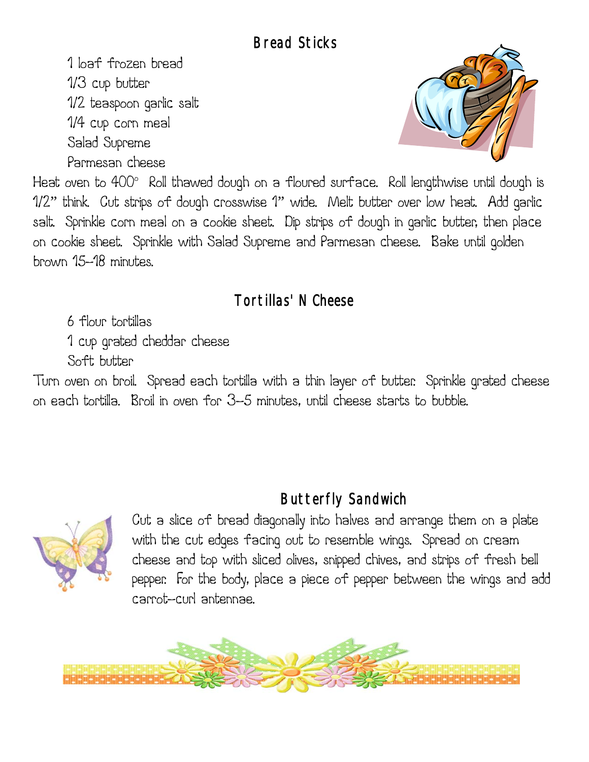## Bread Sticks

1 loaf frozen bread
1/3 cup butter
1/2 teaspoon garlic salt
1/4 cup corn meal
Salad Supreme
Parmesan cheese

Heat oven to 400° Roll thawed dough on a floured surface. Roll lengthwise until dough is 1/2" think. Cut strips of dough crosswise 1" wide. Melt butter over low heat. Add garlic salt. Sprinkle corn meal on a cookie sheet. Dip strips of dough in garlic butter, then place on cookie sheet. Sprinkle with Salad Supreme and Parmesan cheese. Bake until golden brown 15--18 minutes.

## Tortillas' N Cheese

6 flour tortillas
1 cup grated cheddar cheese
Soft butter

Turn oven on broil. Spread each tortilla with a thin layer of butter. Sprinkle grated cheese on each tortilla. Broil in oven for 3--5 minutes, until cheese starts to bubble.

## Butterfly Sandwich

Cut a slice of bread diagonally into halves and arrange them on a plate with the cut edges facing out to resemble wings. Spread on cream cheese and top with sliced olives, snipped chives, and strips of fresh bell pepper. For the body, place a piece of pepper between the wings and add carrot--curl antennae.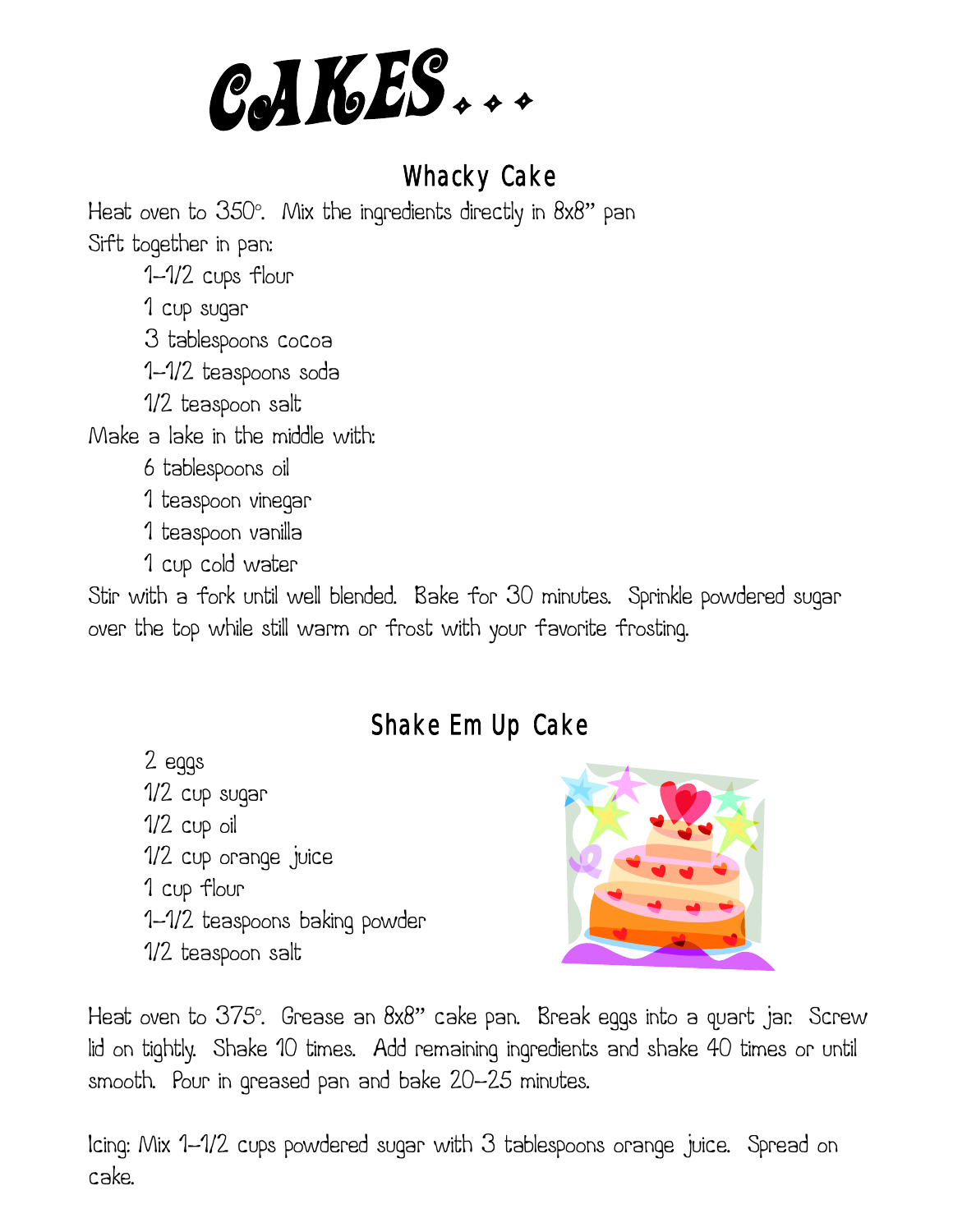# CAKES...

## Whacky Cake

Heat oven to 350°. Mix the ingredients directly in 8x8" pan

Sift together in pan:

- 1-1/2 cups flour
- 1 cup sugar
- 3 tablespoons cocoa
- 1-1/2 teaspoons soda
- 1/2 teaspoon salt

Make a lake in the middle with:

- 6 tablespoons oil
- 1 teaspoon vinegar
- 1 teaspoon vanilla
- 1 cup cold water

Stir with a fork until well blended. Bake for 30 minutes. Sprinkle powdered sugar over the top while still warm or frost with your favorite frosting.

## Shake Em Up Cake

- 2 eggs
- 1/2 cup sugar
- 1/2 cup oil
- 1/2 cup orange juice
- 1 cup flour
- 1-1/2 teaspoons baking powder
- 1/2 teaspoon salt

Heat oven to 375°. Grease an 8x8" cake pan. Break eggs into a quart jar. Screw lid on tightly. Shake 10 times. Add remaining ingredients and shake 40 times or until smooth. Pour in greased pan and bake 20-25 minutes.

Icing: Mix 1-1/2 cups powdered sugar with 3 tablespoons orange juice. Spread on cake.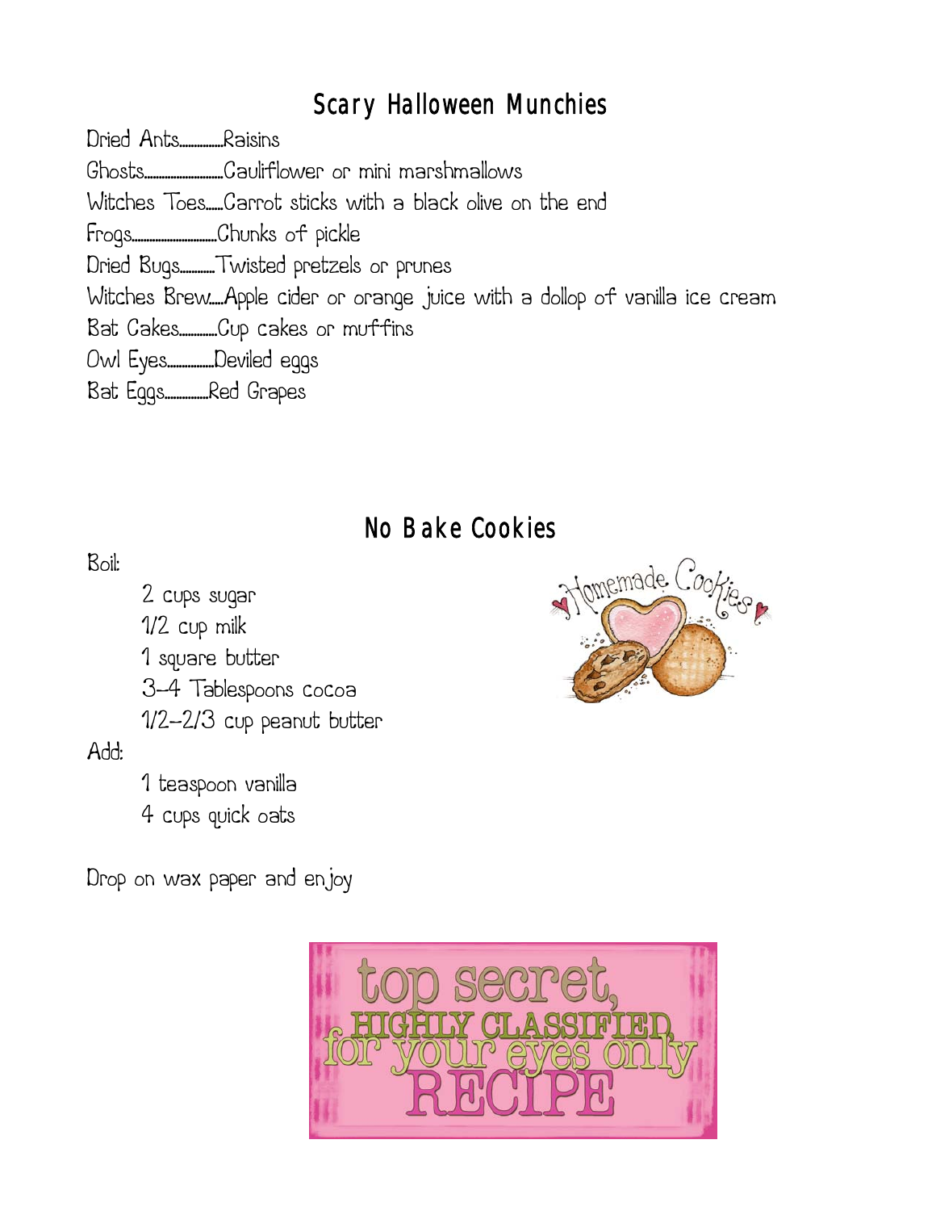## Scary Halloween Munchies

Dried Ants..............Raisins

Ghosts........................Cauliflower or mini marshmallows

Witches Toes.....Carrot sticks with a black olive on the end

Frogs..........................Chunks of pickle

Dried Bugs..........Twisted pretzels or prunes

Witches Brew.....Apple cider or orange juice with a dollop of vanilla ice cream

Bat Cakes...........Cup cakes or muffins

Owl Eyes..............Deviled eggs

Bat Eggs.............Red Grapes

## No Bake Cookies

Boil:

- 2 cups sugar
- 1/2 cup milk
- 1 square butter
- 3-4 Tablespoons cocoa
- 1/2--2/3 cup peanut butter

Add:

- 1 teaspoon vanilla
- 4 cups quick oats

Drop on wax paper and enjoy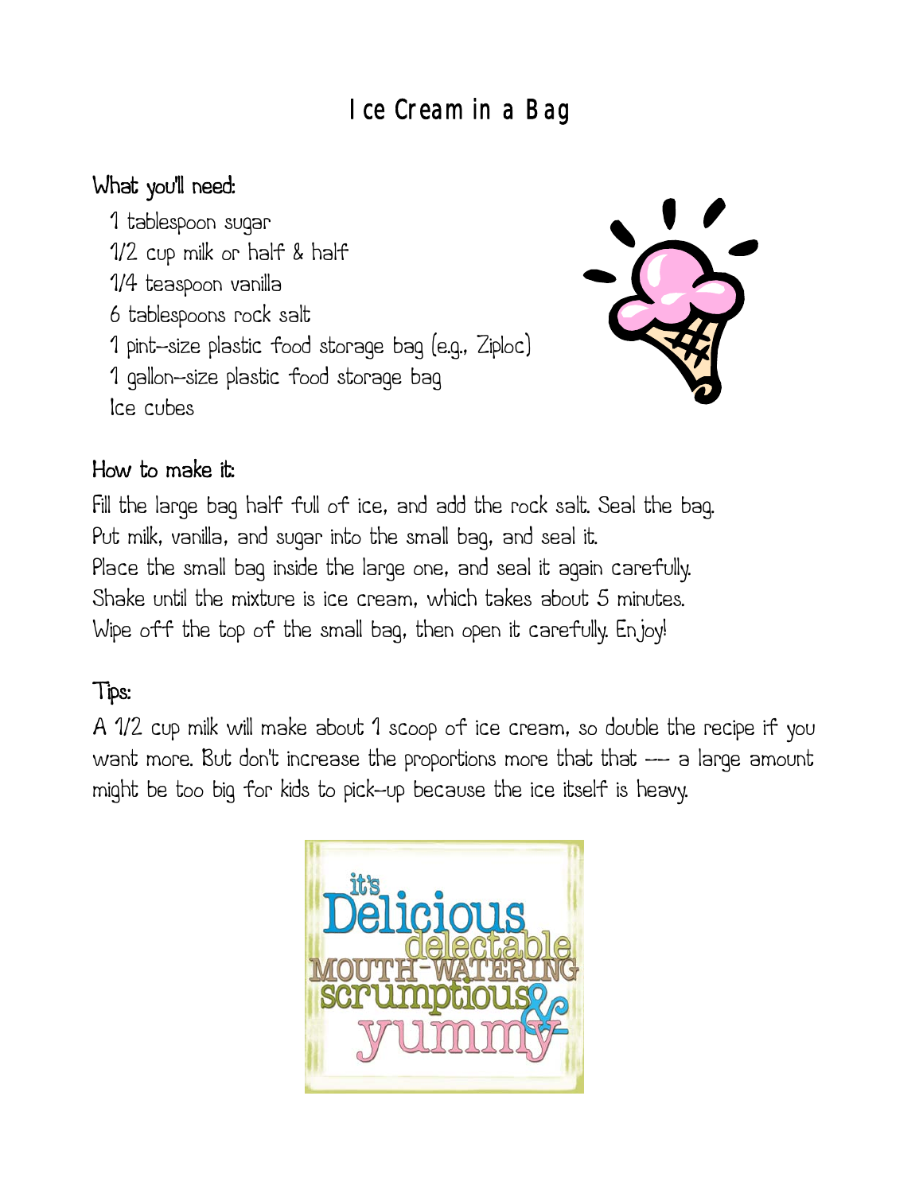# Ice Cream in a Bag

**What you'll need:**

1 tablespoon sugar
1/2 cup milk or half & half
1/4 teaspoon vanilla
6 tablespoons rock salt
1 pint-size plastic food storage bag (e.g., Ziploc)
1 gallon-size plastic food storage bag
Ice cubes

**How to make it:**

Fill the large bag half full of ice, and add the rock salt. Seal the bag.
Put milk, vanilla, and sugar into the small bag, and seal it.
Place the small bag inside the large one, and seal it again carefully.
Shake until the mixture is ice cream, which takes about 5 minutes.
Wipe off the top of the small bag, then open it carefully. Enjoy!

**Tips:**

A 1/2 cup milk will make about 1 scoop of ice cream, so double the recipe if you want more. But don't increase the proportions more that that --- a large amount might be too big for kids to pick-up because the ice itself is heavy.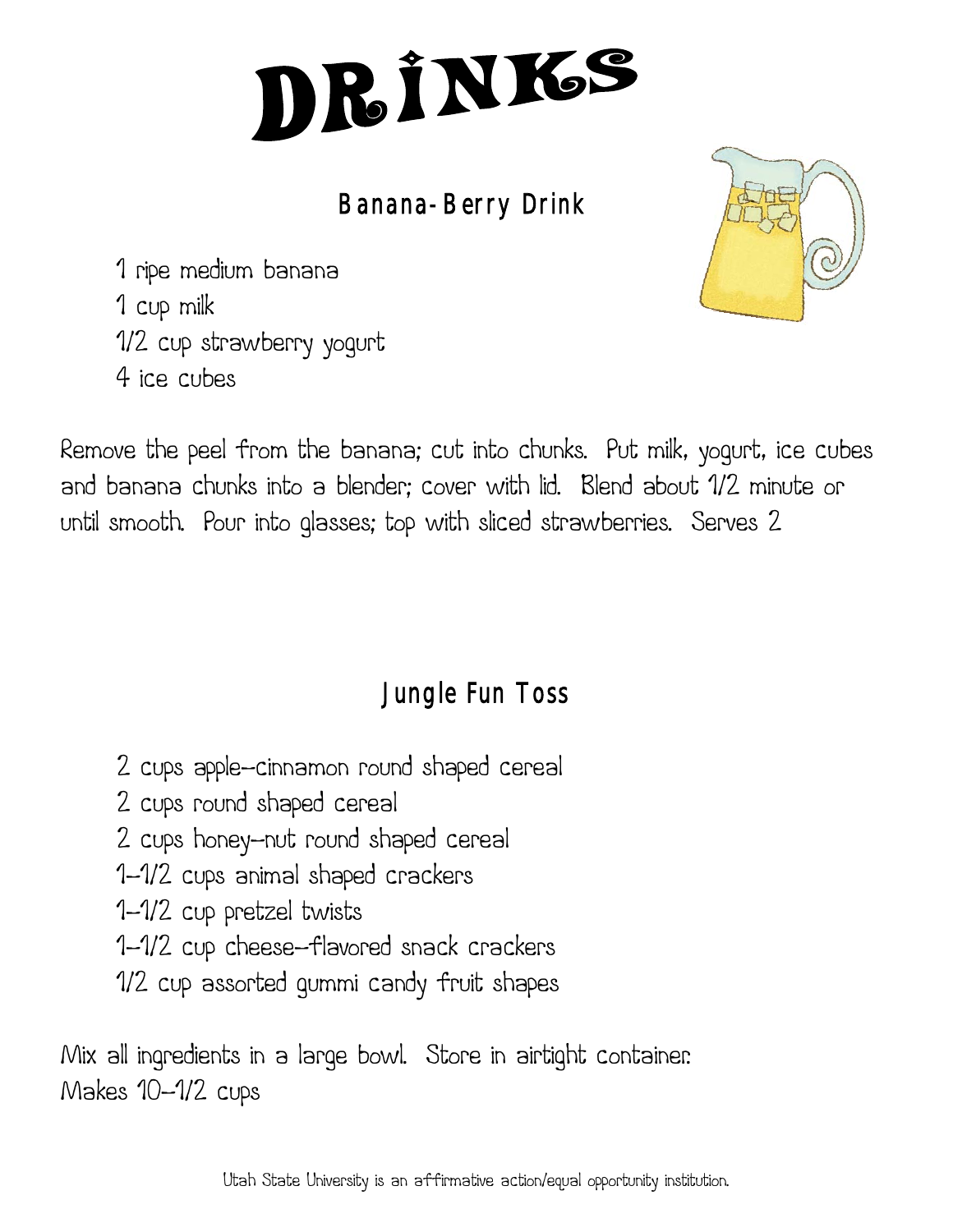# DRINKS

## Banana-Berry Drink

1 ripe medium banana
1 cup milk
1/2 cup strawberry yogurt
4 ice cubes

Remove the peel from the banana; cut into chunks. Put milk, yogurt, ice cubes and banana chunks into a blender; cover with lid. Blend about 1/2 minute or until smooth. Pour into glasses; top with sliced strawberries. Serves 2

## Jungle Fun Toss

2 cups apple–cinnamon round shaped cereal
2 cups round shaped cereal
2 cups honey–nut round shaped cereal
1–1/2 cups animal shaped crackers
1–1/2 cup pretzel twists
1–1/2 cup cheese–flavored snack crackers
1/2 cup assorted gummi candy fruit shapes

Mix all ingredients in a large bowl. Store in airtight container.
Makes 10–1/2 cups

Utah State University is an affirmative action/equal opportunity institution.